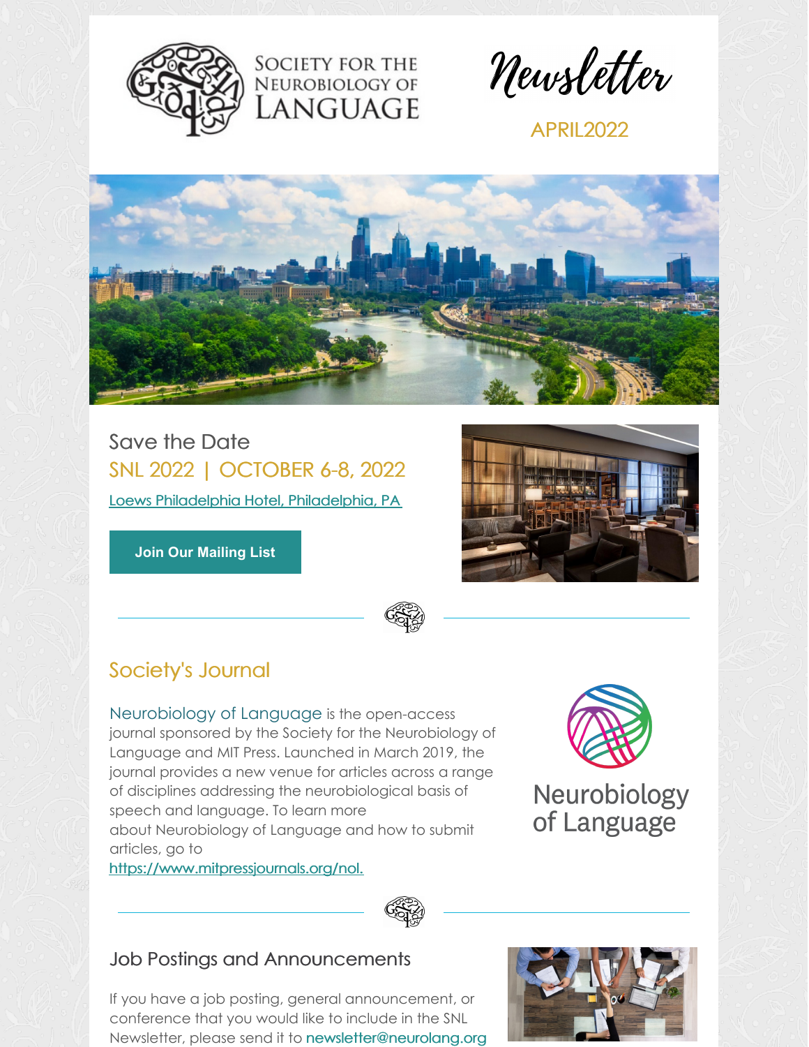Society for the Neurobiology of Language

# Newsletter

APRIL2022

## Save the Date

### SNL 2022 | OCTOBER 6-8, 2022

Loews Philadelphia Hotel, Philadelphia, PA

Join Our Mailing List

## Society's Journal

Neurobiology of Language is the open-access journal sponsored by the Society for the Neurobiology of Language and MIT Press. Launched in March 2019, the journal provides a new venue for articles across a range of disciplines addressing the neurobiological basis of speech and language. To learn more about Neurobiology of Language and how to submit articles, go to https://www.mitpressjournals.org/nol.

Neurobiology of Language

## Job Postings and Announcements

If you have a job posting, general announcement, or conference that you would like to include in the SNL Newsletter, please send it to newsletter@neurolang.org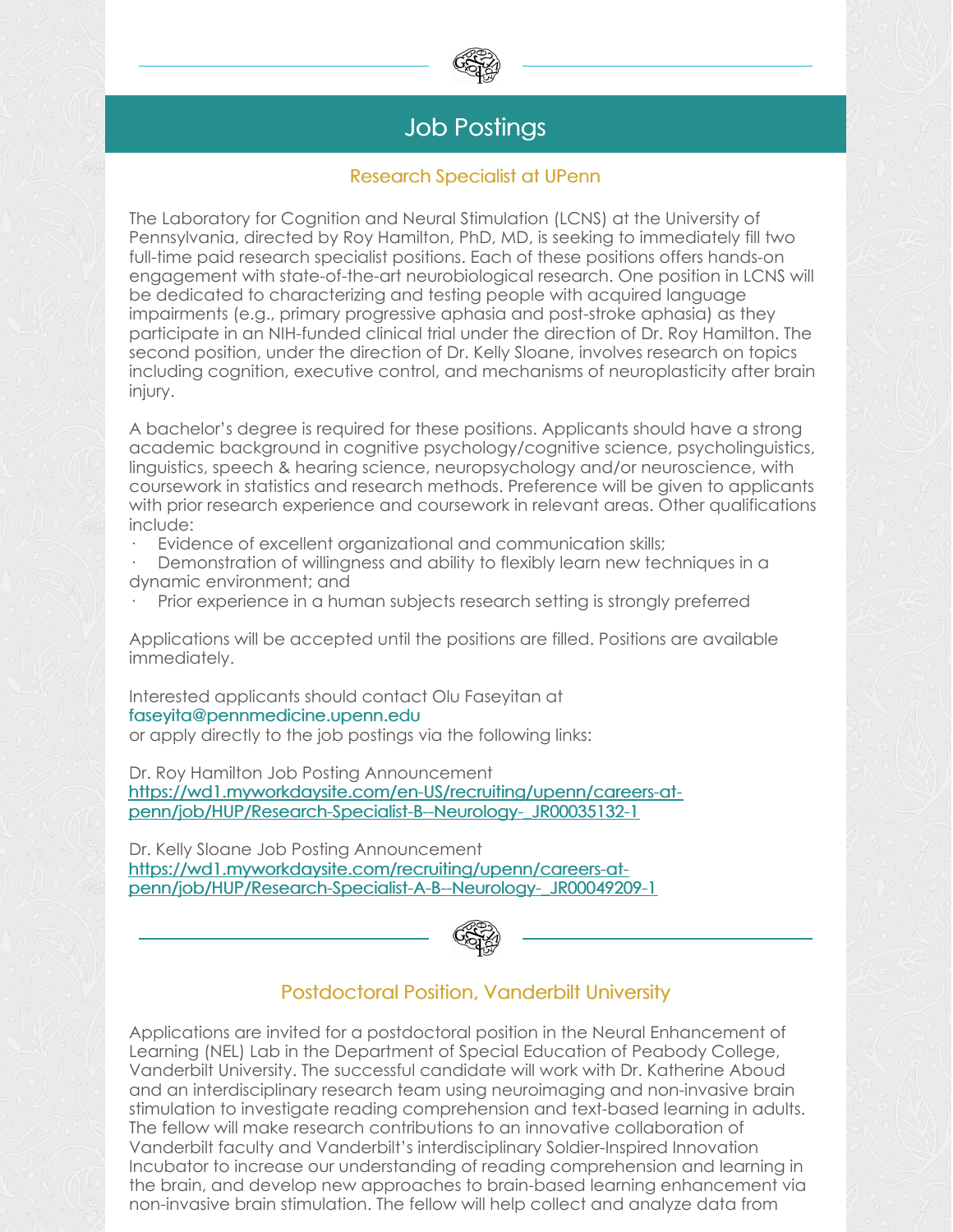## Job Postings

### Research Specialist at UPenn

The Laboratory for Cognition and Neural Stimulation (LCNS) at the University of Pennsylvania, directed by Roy Hamilton, PhD, MD, is seeking to immediately fill two full-time paid research specialist positions. Each of these positions offers hands-on engagement with state-of-the-art neurobiological research. One position in LCNS will be dedicated to characterizing and testing people with acquired language impairments (e.g., primary progressive aphasia and post-stroke aphasia) as they participate in an NIH-funded clinical trial under the direction of Dr. Roy Hamilton. The second position, under the direction of Dr. Kelly Sloane, involves research on topics including cognition, executive control, and mechanisms of neuroplasticity after brain injury.

A bachelor's degree is required for these positions. Applicants should have a strong academic background in cognitive psychology/cognitive science, psycholinguistics, linguistics, speech & hearing science, neuropsychology and/or neuroscience, with coursework in statistics and research methods. Preference will be given to applicants with prior research experience and coursework in relevant areas. Other qualifications include:

- Evidence of excellent organizational and communication skills;
- Demonstration of willingness and ability to flexibly learn new techniques in a dynamic environment; and
- Prior experience in a human subjects research setting is strongly preferred

Applications will be accepted until the positions are filled. Positions are available immediately.

Interested applicants should contact Olu Faseyitan at faseyita@pennmedicine.upenn.edu or apply directly to the job postings via the following links:

Dr. Roy Hamilton Job Posting Announcement
https://wd1.myworkdaysite.com/en-US/recruiting/upenn/careers-at-penn/job/HUP/Research-Specialist-B--Neurology-_JR00035132-1

Dr. Kelly Sloane Job Posting Announcement
https://wd1.myworkdaysite.com/recruiting/upenn/careers-at-penn/job/HUP/Research-Specialist-A-B--Neurology-_JR00049209-1

### Postdoctoral Position, Vanderbilt University

Applications are invited for a postdoctoral position in the Neural Enhancement of Learning (NEL) Lab in the Department of Special Education of Peabody College, Vanderbilt University. The successful candidate will work with Dr. Katherine Aboud and an interdisciplinary research team using neuroimaging and non-invasive brain stimulation to investigate reading comprehension and text-based learning in adults. The fellow will make research contributions to an innovative collaboration of Vanderbilt faculty and Vanderbilt's interdisciplinary Soldier-Inspired Innovation Incubator to increase our understanding of reading comprehension and learning in the brain, and develop new approaches to brain-based learning enhancement via non-invasive brain stimulation. The fellow will help collect and analyze data from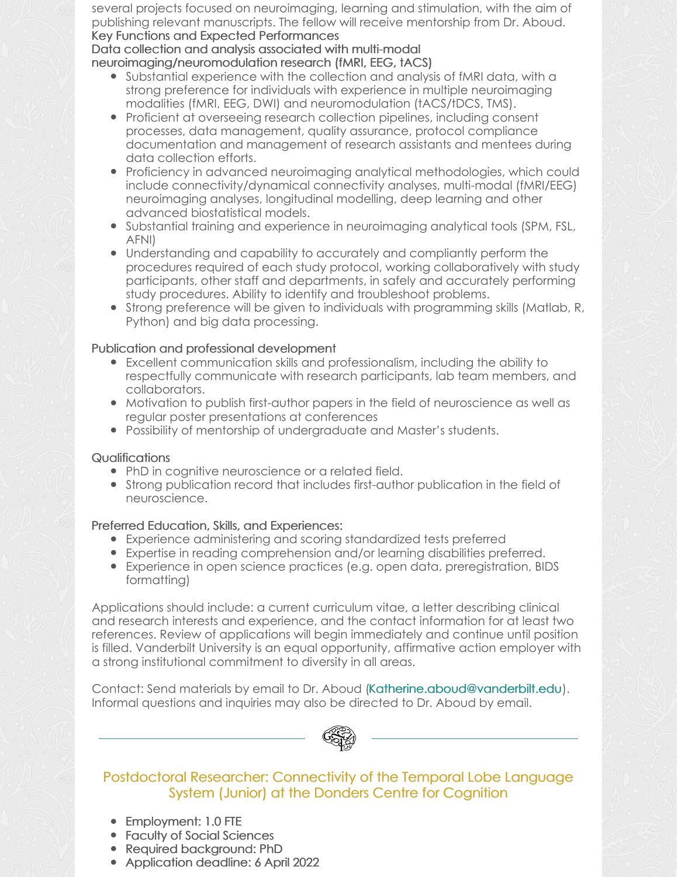several projects focused on neuroimaging, learning and stimulation, with the aim of publishing relevant manuscripts. The fellow will receive mentorship from Dr. Aboud.

Key Functions and Expected Performances

Data collection and analysis associated with multi-modal neuroimaging/neuromodulation research (fMRI, EEG, tACS)

- Substantial experience with the collection and analysis of fMRI data, with a strong preference for individuals with experience in multiple neuroimaging modalities (fMRI, EEG, DWI) and neuromodulation (tACS/tDCS, TMS).
- Proficient at overseeing research collection pipelines, including consent processes, data management, quality assurance, protocol compliance documentation and management of research assistants and mentees during data collection efforts.
- Proficiency in advanced neuroimaging analytical methodologies, which could include connectivity/dynamical connectivity analyses, multi-modal (fMRI/EEG) neuroimaging analyses, longitudinal modelling, deep learning and other advanced biostatistical models.
- Substantial training and experience in neuroimaging analytical tools (SPM, FSL, AFNI)
- Understanding and capability to accurately and compliantly perform the procedures required of each study protocol, working collaboratively with study participants, other staff and departments, in safely and accurately performing study procedures. Ability to identify and troubleshoot problems.
- Strong preference will be given to individuals with programming skills (Matlab, R, Python) and big data processing.

Publication and professional development

- Excellent communication skills and professionalism, including the ability to respectfully communicate with research participants, lab team members, and collaborators.
- Motivation to publish first-author papers in the field of neuroscience as well as regular poster presentations at conferences
- Possibility of mentorship of undergraduate and Master's students.

Qualifications

- PhD in cognitive neuroscience or a related field.
- Strong publication record that includes first-author publication in the field of neuroscience.

Preferred Education, Skills, and Experiences:

- Experience administering and scoring standardized tests preferred
- Expertise in reading comprehension and/or learning disabilities preferred.
- Experience in open science practices (e.g. open data, preregistration, BIDS formatting)

Applications should include: a current curriculum vitae, a letter describing clinical and research interests and experience, and the contact information for at least two references. Review of applications will begin immediately and continue until position is filled. Vanderbilt University is an equal opportunity, affirmative action employer with a strong institutional commitment to diversity in all areas.

Contact: Send materials by email to Dr. Aboud (Katherine.aboud@vanderbilt.edu). Informal questions and inquiries may also be directed to Dr. Aboud by email.

## Postdoctoral Researcher: Connectivity of the Temporal Lobe Language System (Junior) at the Donders Centre for Cognition

- Employment: 1.0 FTE
- Faculty of Social Sciences
- Required background: PhD
- Application deadline: 6 April 2022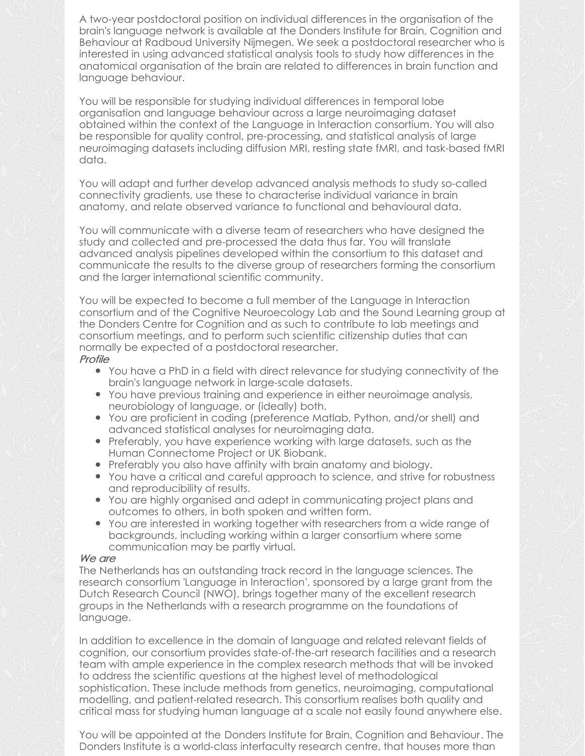A two-year postdoctoral position on individual differences in the organisation of the brain's language network is available at the Donders Institute for Brain, Cognition and Behaviour at Radboud University Nijmegen. We seek a postdoctoral researcher who is interested in using advanced statistical analysis tools to study how differences in the anatomical organisation of the brain are related to differences in brain function and language behaviour.

You will be responsible for studying individual differences in temporal lobe organisation and language behaviour across a large neuroimaging dataset obtained within the context of the Language in Interaction consortium. You will also be responsible for quality control, pre-processing, and statistical analysis of large neuroimaging datasets including diffusion MRI, resting state fMRI, and task-based fMRI data.

You will adapt and further develop advanced analysis methods to study so-called connectivity gradients, use these to characterise individual variance in brain anatomy, and relate observed variance to functional and behavioural data.

You will communicate with a diverse team of researchers who have designed the study and collected and pre-processed the data thus far. You will translate advanced analysis pipelines developed within the consortium to this dataset and communicate the results to the diverse group of researchers forming the consortium and the larger international scientific community.

You will be expected to become a full member of the Language in Interaction consortium and of the Cognitive Neuroecology Lab and the Sound Learning group at the Donders Centre for Cognition and as such to contribute to lab meetings and consortium meetings, and to perform such scientific citizenship duties that can normally be expected of a postdoctoral researcher.

*Profile*

- You have a PhD in a field with direct relevance for studying connectivity of the brain's language network in large-scale datasets.
- You have previous training and experience in either neuroimage analysis, neurobiology of language, or (ideally) both.
- You are proficient in coding (preference Matlab, Python, and/or shell) and advanced statistical analyses for neuroimaging data.
- Preferably, you have experience working with large datasets, such as the Human Connectome Project or UK Biobank.
- Preferably you also have affinity with brain anatomy and biology.
- You have a critical and careful approach to science, and strive for robustness and reproducibility of results.
- You are highly organised and adept in communicating project plans and outcomes to others, in both spoken and written form.
- You are interested in working together with researchers from a wide range of backgrounds, including working within a larger consortium where some communication may be partly virtual.

*We are*

The Netherlands has an outstanding track record in the language sciences. The research consortium 'Language in Interaction', sponsored by a large grant from the Dutch Research Council (NWO), brings together many of the excellent research groups in the Netherlands with a research programme on the foundations of language.

In addition to excellence in the domain of language and related relevant fields of cognition, our consortium provides state-of-the-art research facilities and a research team with ample experience in the complex research methods that will be invoked to address the scientific questions at the highest level of methodological sophistication. These include methods from genetics, neuroimaging, computational modelling, and patient-related research. This consortium realises both quality and critical mass for studying human language at a scale not easily found anywhere else.

You will be appointed at the Donders Institute for Brain, Cognition and Behaviour. The Donders Institute is a world-class interfaculty research centre, that houses more than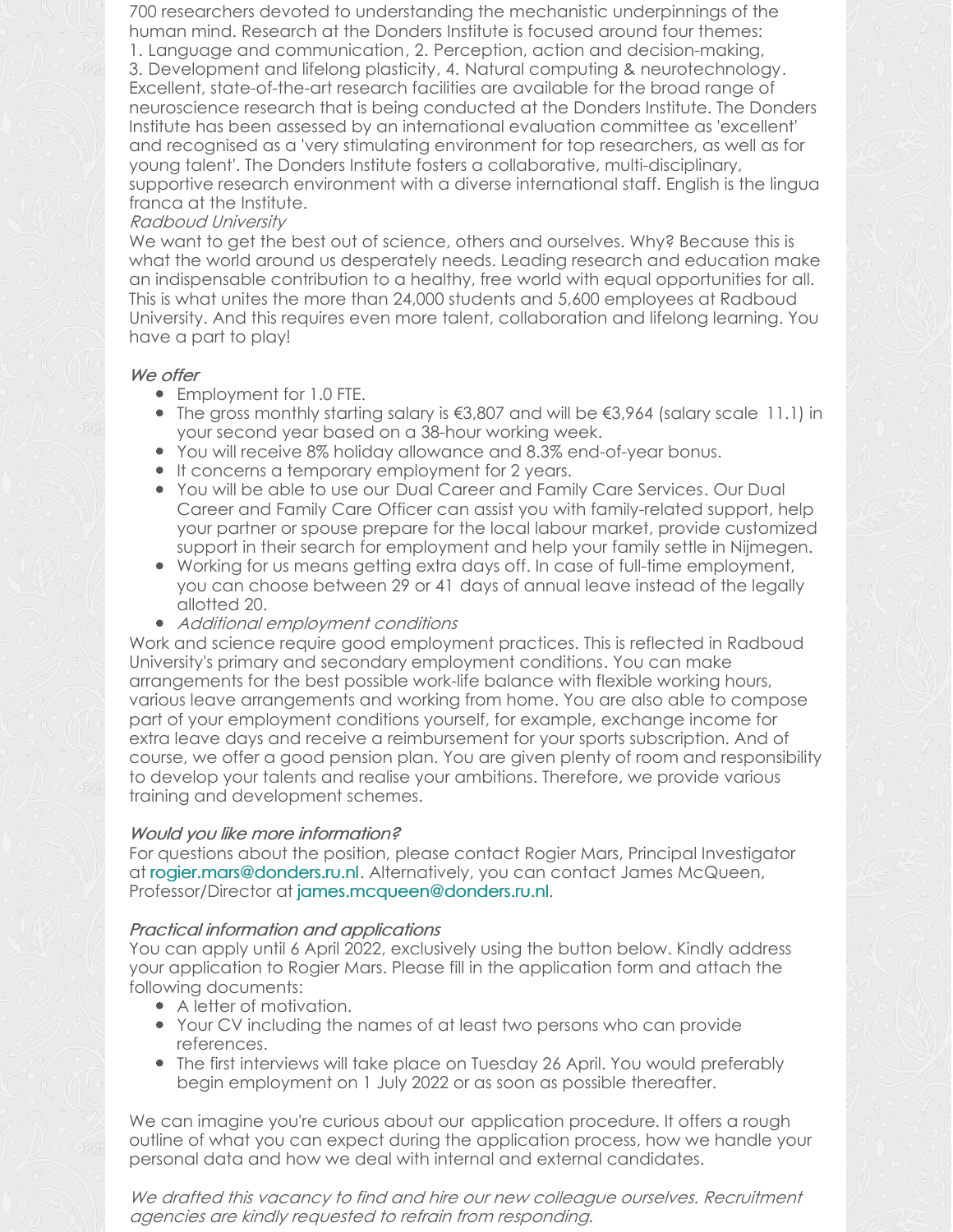700 researchers devoted to understanding the mechanistic underpinnings of the human mind. Research at the Donders Institute is focused around four themes: 1. Language and communication, 2. Perception, action and decision-making, 3. Development and lifelong plasticity, 4. Natural computing & neurotechnology. Excellent, state-of-the-art research facilities are available for the broad range of neuroscience research that is being conducted at the Donders Institute. The Donders Institute has been assessed by an international evaluation committee as 'excellent' and recognised as a 'very stimulating environment for top researchers, as well as for young talent'. The Donders Institute fosters a collaborative, multi-disciplinary, supportive research environment with a diverse international staff. English is the lingua franca at the Institute.

*Radboud University*

We want to get the best out of science, others and ourselves. Why? Because this is what the world around us desperately needs. Leading research and education make an indispensable contribution to a healthy, free world with equal opportunities for all. This is what unites the more than 24,000 students and 5,600 employees at Radboud University. And this requires even more talent, collaboration and lifelong learning. You have a part to play!

### *We offer*

- Employment for 1.0 FTE.
- The gross monthly starting salary is €3,807 and will be €3,964 (salary scale 11.1) in your second year based on a 38-hour working week.
- You will receive 8% holiday allowance and 8.3% end-of-year bonus.
- It concerns a temporary employment for 2 years.
- You will be able to use our Dual Career and Family Care Services. Our Dual Career and Family Care Officer can assist you with family-related support, help your partner or spouse prepare for the local labour market, provide customized support in their search for employment and help your family settle in Nijmegen.
- Working for us means getting extra days off. In case of full-time employment, you can choose between 29 or 41 days of annual leave instead of the legally allotted 20.
- *Additional employment conditions*

Work and science require good employment practices. This is reflected in Radboud University's primary and secondary employment conditions. You can make arrangements for the best possible work-life balance with flexible working hours, various leave arrangements and working from home. You are also able to compose part of your employment conditions yourself, for example, exchange income for extra leave days and receive a reimbursement for your sports subscription. And of course, we offer a good pension plan. You are given plenty of room and responsibility to develop your talents and realise your ambitions. Therefore, we provide various training and development schemes.

### *Would you like more information?*

For questions about the position, please contact Rogier Mars, Principal Investigator at rogier.mars@donders.ru.nl. Alternatively, you can contact James McQueen, Professor/Director at james.mcqueen@donders.ru.nl.

### *Practical information and applications*

You can apply until 6 April 2022, exclusively using the button below. Kindly address your application to Rogier Mars. Please fill in the application form and attach the following documents:

- A letter of motivation.
- Your CV including the names of at least two persons who can provide references.
- The first interviews will take place on Tuesday 26 April. You would preferably begin employment on 1 July 2022 or as soon as possible thereafter.

We can imagine you're curious about our application procedure. It offers a rough outline of what you can expect during the application process, how we handle your personal data and how we deal with internal and external candidates.

*We drafted this vacancy to find and hire our new colleague ourselves. Recruitment agencies are kindly requested to refrain from responding.*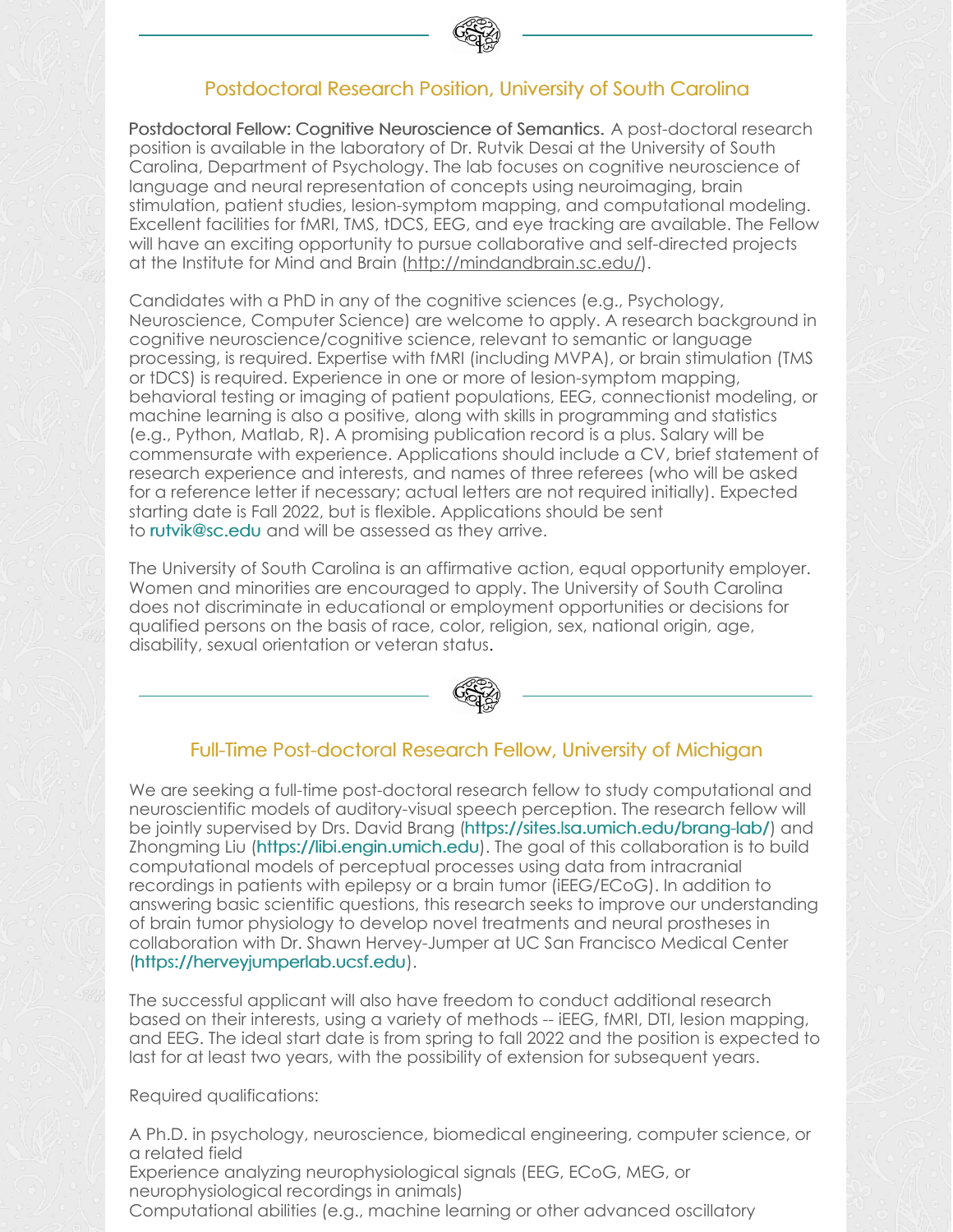## Postdoctoral Research Position, University of South Carolina

**Postdoctoral Fellow: Cognitive Neuroscience of Semantics.** A post-doctoral research position is available in the laboratory of Dr. Rutvik Desai at the University of South Carolina, Department of Psychology. The lab focuses on cognitive neuroscience of language and neural representation of concepts using neuroimaging, brain stimulation, patient studies, lesion-symptom mapping, and computational modeling. Excellent facilities for fMRI, TMS, tDCS, EEG, and eye tracking are available. The Fellow will have an exciting opportunity to pursue collaborative and self-directed projects at the Institute for Mind and Brain (http://mindandbrain.sc.edu/).

Candidates with a PhD in any of the cognitive sciences (e.g., Psychology, Neuroscience, Computer Science) are welcome to apply. A research background in cognitive neuroscience/cognitive science, relevant to semantic or language processing, is required. Expertise with fMRI (including MVPA), or brain stimulation (TMS or tDCS) is required. Experience in one or more of lesion-symptom mapping, behavioral testing or imaging of patient populations, EEG, connectionist modeling, or machine learning is also a positive, along with skills in programming and statistics (e.g., Python, Matlab, R). A promising publication record is a plus. Salary will be commensurate with experience. Applications should include a CV, brief statement of research experience and interests, and names of three referees (who will be asked for a reference letter if necessary; actual letters are not required initially). Expected starting date is Fall 2022, but is flexible. Applications should be sent to rutvik@sc.edu and will be assessed as they arrive.

The University of South Carolina is an affirmative action, equal opportunity employer. Women and minorities are encouraged to apply. The University of South Carolina does not discriminate in educational or employment opportunities or decisions for qualified persons on the basis of race, color, religion, sex, national origin, age, disability, sexual orientation or veteran status.

## Full-Time Post-doctoral Research Fellow, University of Michigan

We are seeking a full-time post-doctoral research fellow to study computational and neuroscientific models of auditory-visual speech perception. The research fellow will be jointly supervised by Drs. David Brang (https://sites.lsa.umich.edu/brang-lab/) and Zhongming Liu (https://libi.engin.umich.edu). The goal of this collaboration is to build computational models of perceptual processes using data from intracranial recordings in patients with epilepsy or a brain tumor (iEEG/ECoG). In addition to answering basic scientific questions, this research seeks to improve our understanding of brain tumor physiology to develop novel treatments and neural prostheses in collaboration with Dr. Shawn Hervey-Jumper at UC San Francisco Medical Center (https://herveyjumperlab.ucsf.edu).

The successful applicant will also have freedom to conduct additional research based on their interests, using a variety of methods -- iEEG, fMRI, DTI, lesion mapping, and EEG. The ideal start date is from spring to fall 2022 and the position is expected to last for at least two years, with the possibility of extension for subsequent years.

Required qualifications:

A Ph.D. in psychology, neuroscience, biomedical engineering, computer science, or a related field

Experience analyzing neurophysiological signals (EEG, ECoG, MEG, or neurophysiological recordings in animals)

Computational abilities (e.g., machine learning or other advanced oscillatory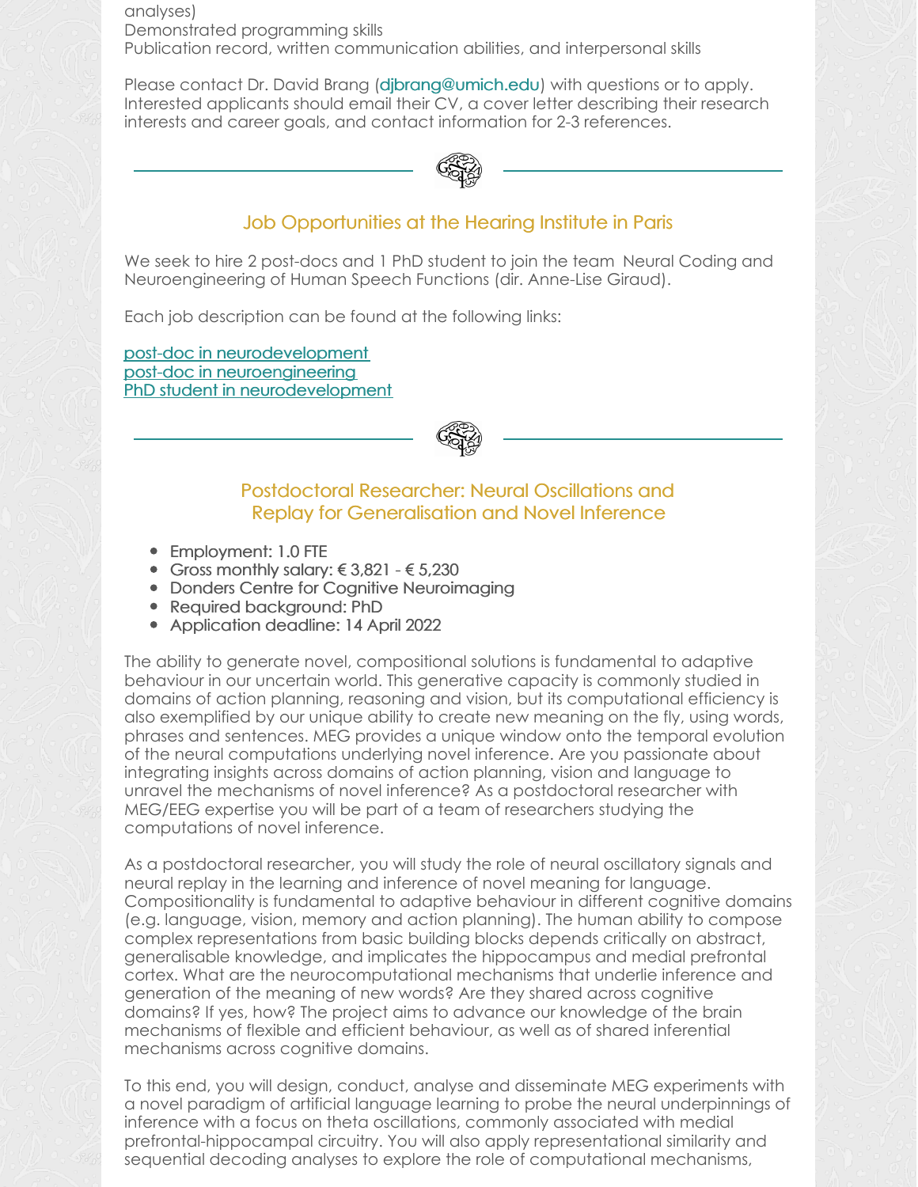analyses)
Demonstrated programming skills
Publication record, written communication abilities, and interpersonal skills

Please contact Dr. David Brang (djbrang@umich.edu) with questions or to apply. Interested applicants should email their CV, a cover letter describing their research interests and career goals, and contact information for 2-3 references.

---

## Job Opportunities at the Hearing Institute in Paris

We seek to hire 2 post-docs and 1 PhD student to join the team Neural Coding and Neuroengineering of Human Speech Functions (dir. Anne-Lise Giraud).

Each job description can be found at the following links:

post-doc in neurodevelopment
post-doc in neuroengineering
PhD student in neurodevelopment

---

## Postdoctoral Researcher: Neural Oscillations and Replay for Generalisation and Novel Inference

- Employment: 1.0 FTE
- Gross monthly salary: € 3,821 - € 5,230
- Donders Centre for Cognitive Neuroimaging
- Required background: PhD
- Application deadline: 14 April 2022

The ability to generate novel, compositional solutions is fundamental to adaptive behaviour in our uncertain world. This generative capacity is commonly studied in domains of action planning, reasoning and vision, but its computational efficiency is also exemplified by our unique ability to create new meaning on the fly, using words, phrases and sentences. MEG provides a unique window onto the temporal evolution of the neural computations underlying novel inference. Are you passionate about integrating insights across domains of action planning, vision and language to unravel the mechanisms of novel inference? As a postdoctoral researcher with MEG/EEG expertise you will be part of a team of researchers studying the computations of novel inference.

As a postdoctoral researcher, you will study the role of neural oscillatory signals and neural replay in the learning and inference of novel meaning for language. Compositionality is fundamental to adaptive behaviour in different cognitive domains (e.g. language, vision, memory and action planning). The human ability to compose complex representations from basic building blocks depends critically on abstract, generalisable knowledge, and implicates the hippocampus and medial prefrontal cortex. What are the neurocomputational mechanisms that underlie inference and generation of the meaning of new words? Are they shared across cognitive domains? If yes, how? The project aims to advance our knowledge of the brain mechanisms of flexible and efficient behaviour, as well as of shared inferential mechanisms across cognitive domains.

To this end, you will design, conduct, analyse and disseminate MEG experiments with a novel paradigm of artificial language learning to probe the neural underpinnings of inference with a focus on theta oscillations, commonly associated with medial prefrontal-hippocampal circuitry. You will also apply representational similarity and sequential decoding analyses to explore the role of computational mechanisms,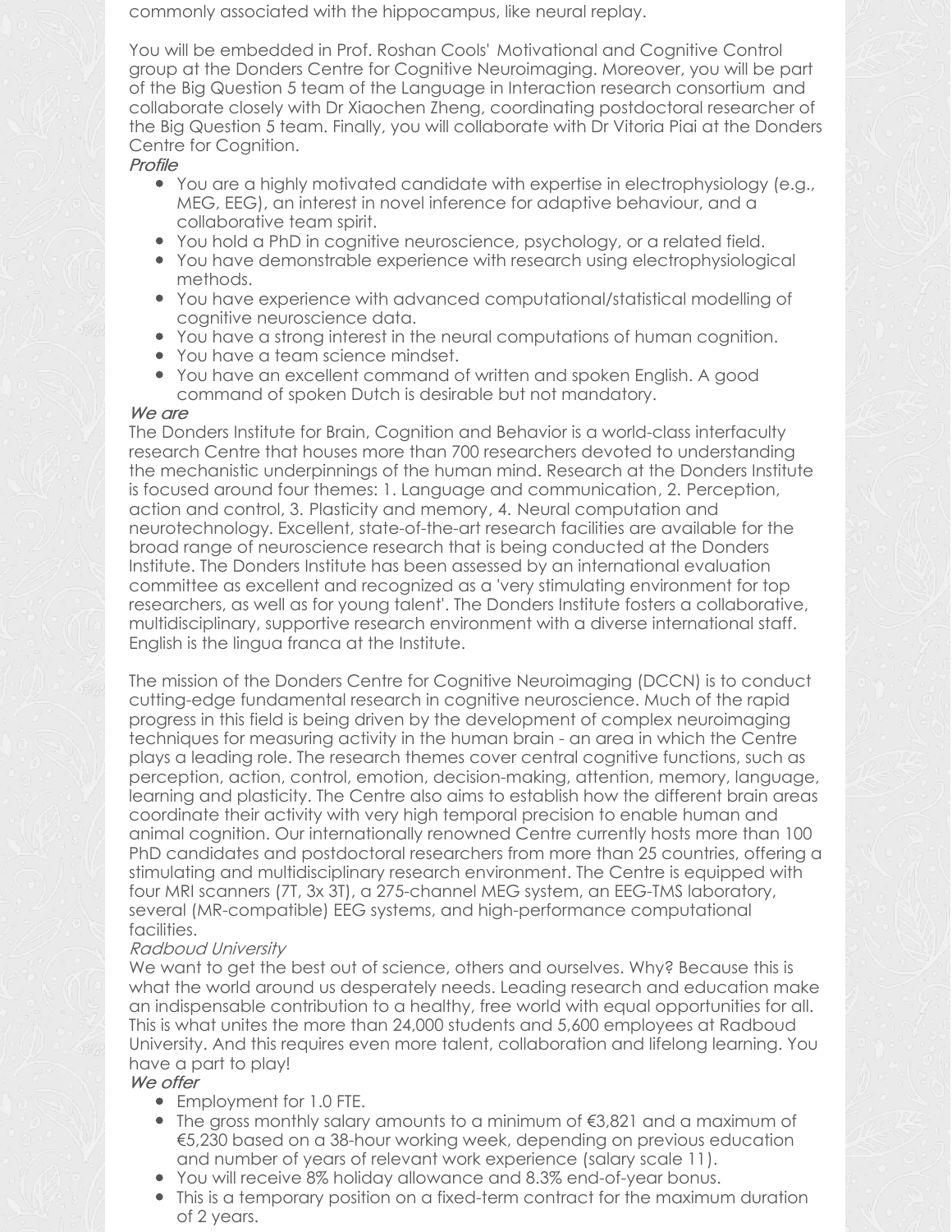commonly associated with the hippocampus, like neural replay.

You will be embedded in Prof. Roshan Cools' Motivational and Cognitive Control group at the Donders Centre for Cognitive Neuroimaging. Moreover, you will be part of the Big Question 5 team of the Language in Interaction research consortium and collaborate closely with Dr Xiaochen Zheng, coordinating postdoctoral researcher of the Big Question 5 team. Finally, you will collaborate with Dr Vitoria Piai at the Donders Centre for Cognition.

*Profile*

- You are a highly motivated candidate with expertise in electrophysiology (e.g., MEG, EEG), an interest in novel inference for adaptive behaviour, and a collaborative team spirit.
- You hold a PhD in cognitive neuroscience, psychology, or a related field.
- You have demonstrable experience with research using electrophysiological methods.
- You have experience with advanced computational/statistical modelling of cognitive neuroscience data.
- You have a strong interest in the neural computations of human cognition.
- You have a team science mindset.
- You have an excellent command of written and spoken English. A good command of spoken Dutch is desirable but not mandatory.

*We are*

The Donders Institute for Brain, Cognition and Behavior is a world-class interfaculty research Centre that houses more than 700 researchers devoted to understanding the mechanistic underpinnings of the human mind. Research at the Donders Institute is focused around four themes: 1. Language and communication, 2. Perception, action and control, 3. Plasticity and memory, 4. Neural computation and neurotechnology. Excellent, state-of-the-art research facilities are available for the broad range of neuroscience research that is being conducted at the Donders Institute. The Donders Institute has been assessed by an international evaluation committee as excellent and recognized as a 'very stimulating environment for top researchers, as well as for young talent'. The Donders Institute fosters a collaborative, multidisciplinary, supportive research environment with a diverse international staff. English is the lingua franca at the Institute.

The mission of the Donders Centre for Cognitive Neuroimaging (DCCN) is to conduct cutting-edge fundamental research in cognitive neuroscience. Much of the rapid progress in this field is being driven by the development of complex neuroimaging techniques for measuring activity in the human brain - an area in which the Centre plays a leading role. The research themes cover central cognitive functions, such as perception, action, control, emotion, decision-making, attention, memory, language, learning and plasticity. The Centre also aims to establish how the different brain areas coordinate their activity with very high temporal precision to enable human and animal cognition. Our internationally renowned Centre currently hosts more than 100 PhD candidates and postdoctoral researchers from more than 25 countries, offering a stimulating and multidisciplinary research environment. The Centre is equipped with four MRI scanners (7T, 3x 3T), a 275-channel MEG system, an EEG-TMS laboratory, several (MR-compatible) EEG systems, and high-performance computational facilities.

*Radboud University*

We want to get the best out of science, others and ourselves. Why? Because this is what the world around us desperately needs. Leading research and education make an indispensable contribution to a healthy, free world with equal opportunities for all. This is what unites the more than 24,000 students and 5,600 employees at Radboud University. And this requires even more talent, collaboration and lifelong learning. You have a part to play!

*We offer*

- Employment for 1.0 FTE.
- The gross monthly salary amounts to a minimum of €3,821 and a maximum of €5,230 based on a 38-hour working week, depending on previous education and number of years of relevant work experience (salary scale 11).
- You will receive 8% holiday allowance and 8.3% end-of-year bonus.
- This is a temporary position on a fixed-term contract for the maximum duration of 2 years.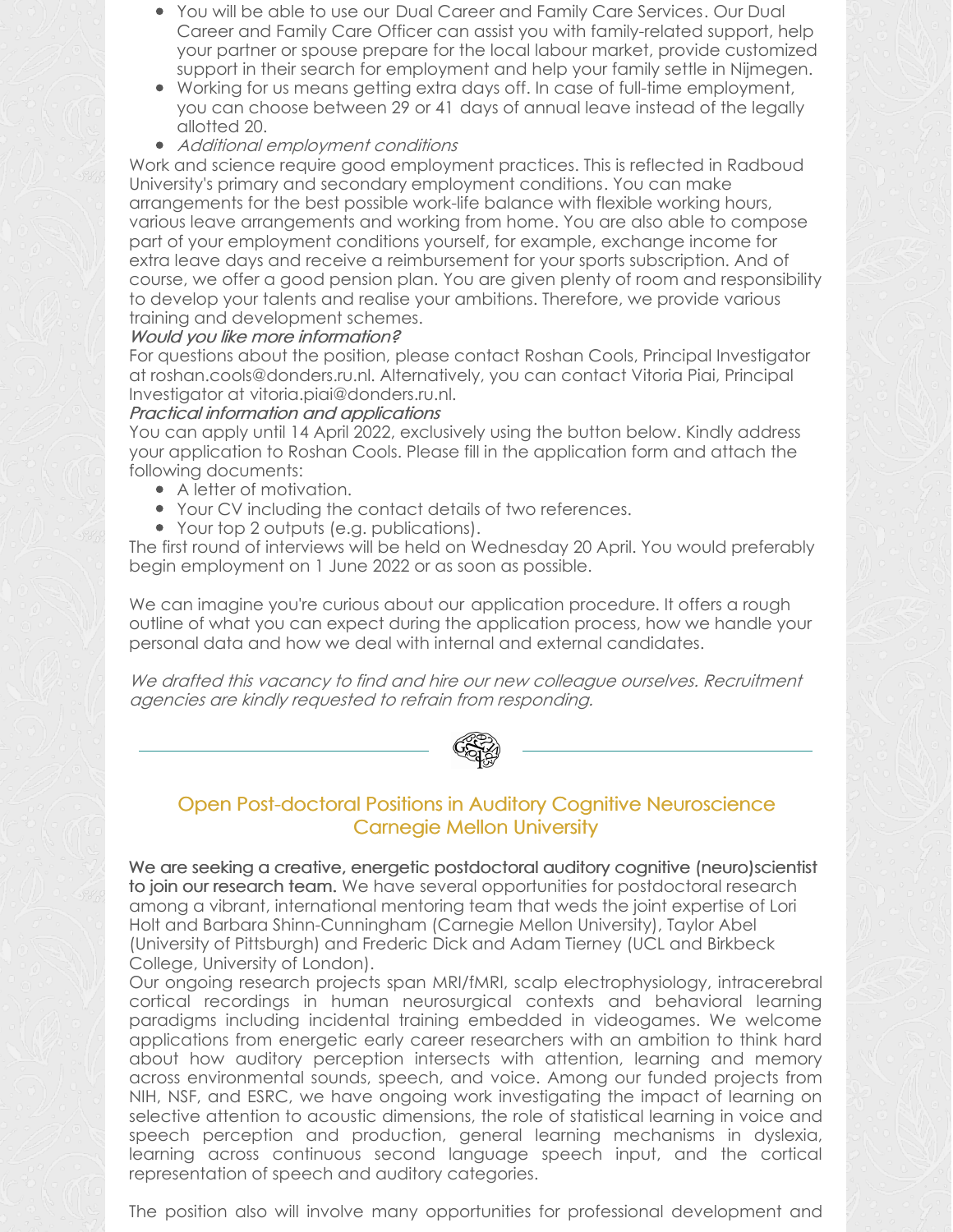- You will be able to use our Dual Career and Family Care Services. Our Dual Career and Family Care Officer can assist you with family-related support, help your partner or spouse prepare for the local labour market, provide customized support in their search for employment and help your family settle in Nijmegen.
- Working for us means getting extra days off. In case of full-time employment, you can choose between 29 or 41 days of annual leave instead of the legally allotted 20.
- *Additional employment conditions*

Work and science require good employment practices. This is reflected in Radboud University's primary and secondary employment conditions. You can make arrangements for the best possible work-life balance with flexible working hours, various leave arrangements and working from home. You are also able to compose part of your employment conditions yourself, for example, exchange income for extra leave days and receive a reimbursement for your sports subscription. And of course, we offer a good pension plan. You are given plenty of room and responsibility to develop your talents and realise your ambitions. Therefore, we provide various training and development schemes.

*Would you like more information?*

For questions about the position, please contact Roshan Cools, Principal Investigator at roshan.cools@donders.ru.nl. Alternatively, you can contact Vitoria Piai, Principal Investigator at vitoria.piai@donders.ru.nl.

*Practical information and applications*

You can apply until 14 April 2022, exclusively using the button below. Kindly address your application to Roshan Cools. Please fill in the application form and attach the following documents:

- A letter of motivation.
- Your CV including the contact details of two references.
- Your top 2 outputs (e.g. publications).

The first round of interviews will be held on Wednesday 20 April. You would preferably begin employment on 1 June 2022 or as soon as possible.

We can imagine you're curious about our application procedure. It offers a rough outline of what you can expect during the application process, how we handle your personal data and how we deal with internal and external candidates.

*We drafted this vacancy to find and hire our new colleague ourselves. Recruitment agencies are kindly requested to refrain from responding.*

## Open Post-doctoral Positions in Auditory Cognitive Neuroscience
## Carnegie Mellon University

**We are seeking a creative, energetic postdoctoral auditory cognitive (neuro)scientist to join our research team.** We have several opportunities for postdoctoral research among a vibrant, international mentoring team that weds the joint expertise of Lori Holt and Barbara Shinn-Cunningham (Carnegie Mellon University), Taylor Abel (University of Pittsburgh) and Frederic Dick and Adam Tierney (UCL and Birkbeck College, University of London).

Our ongoing research projects span MRI/fMRI, scalp electrophysiology, intracerebral cortical recordings in human neurosurgical contexts and behavioral learning paradigms including incidental training embedded in videogames. We welcome applications from energetic early career researchers with an ambition to think hard about how auditory perception intersects with attention, learning and memory across environmental sounds, speech, and voice. Among our funded projects from NIH, NSF, and ESRC, we have ongoing work investigating the impact of learning on selective attention to acoustic dimensions, the role of statistical learning in voice and speech perception and production, general learning mechanisms in dyslexia, learning across continuous second language speech input, and the cortical representation of speech and auditory categories.

The position also will involve many opportunities for professional development and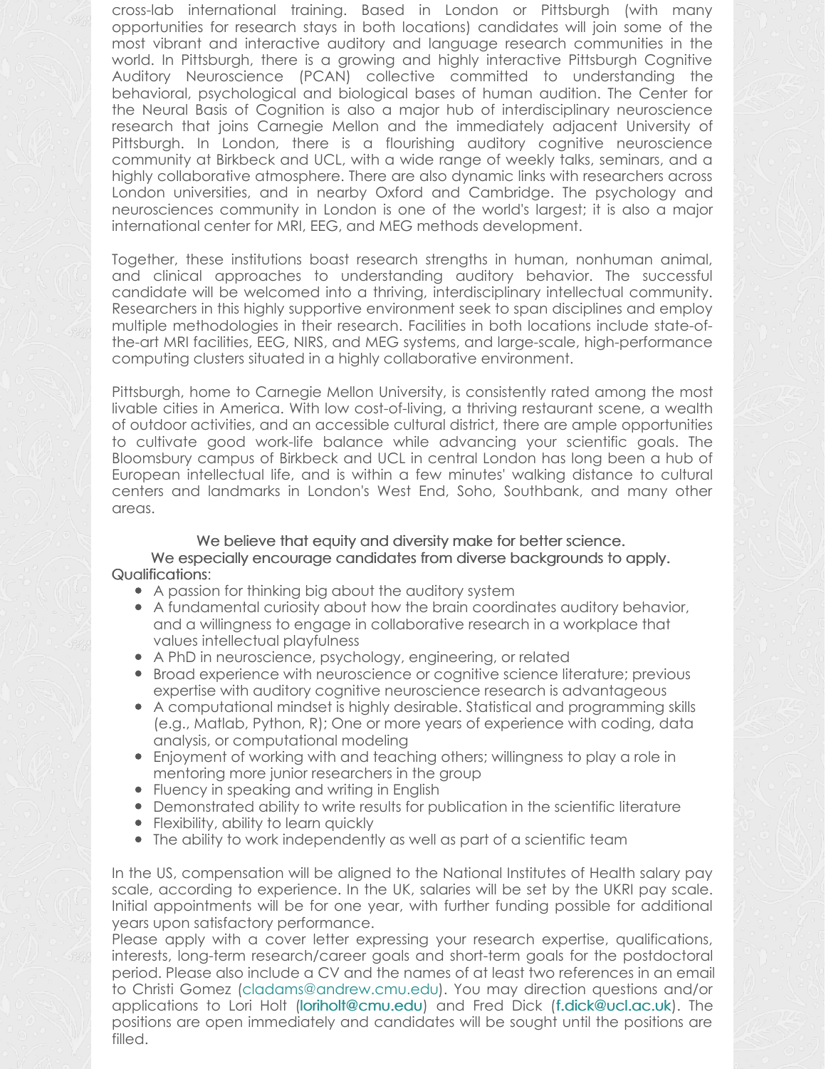cross-lab international training. Based in London or Pittsburgh (with many opportunities for research stays in both locations) candidates will join some of the most vibrant and interactive auditory and language research communities in the world. In Pittsburgh, there is a growing and highly interactive Pittsburgh Cognitive Auditory Neuroscience (PCAN) collective committed to understanding the behavioral, psychological and biological bases of human audition. The Center for the Neural Basis of Cognition is also a major hub of interdisciplinary neuroscience research that joins Carnegie Mellon and the immediately adjacent University of Pittsburgh. In London, there is a flourishing auditory cognitive neuroscience community at Birkbeck and UCL, with a wide range of weekly talks, seminars, and a highly collaborative atmosphere. There are also dynamic links with researchers across London universities, and in nearby Oxford and Cambridge. The psychology and neurosciences community in London is one of the world's largest; it is also a major international center for MRI, EEG, and MEG methods development.

Together, these institutions boast research strengths in human, nonhuman animal, and clinical approaches to understanding auditory behavior. The successful candidate will be welcomed into a thriving, interdisciplinary intellectual community. Researchers in this highly supportive environment seek to span disciplines and employ multiple methodologies in their research. Facilities in both locations include state-of-the-art MRI facilities, EEG, NIRS, and MEG systems, and large-scale, high-performance computing clusters situated in a highly collaborative environment.

Pittsburgh, home to Carnegie Mellon University, is consistently rated among the most livable cities in America. With low cost-of-living, a thriving restaurant scene, a wealth of outdoor activities, and an accessible cultural district, there are ample opportunities to cultivate good work-life balance while advancing your scientific goals. The Bloomsbury campus of Birkbeck and UCL in central London has long been a hub of European intellectual life, and is within a few minutes' walking distance to cultural centers and landmarks in London's West End, Soho, Southbank, and many other areas.

We believe that equity and diversity make for better science.
We especially encourage candidates from diverse backgrounds to apply.

Qualifications:

- A passion for thinking big about the auditory system
- A fundamental curiosity about how the brain coordinates auditory behavior, and a willingness to engage in collaborative research in a workplace that values intellectual playfulness
- A PhD in neuroscience, psychology, engineering, or related
- Broad experience with neuroscience or cognitive science literature; previous expertise with auditory cognitive neuroscience research is advantageous
- A computational mindset is highly desirable. Statistical and programming skills (e.g., Matlab, Python, R); One or more years of experience with coding, data analysis, or computational modeling
- Enjoyment of working with and teaching others; willingness to play a role in mentoring more junior researchers in the group
- Fluency in speaking and writing in English
- Demonstrated ability to write results for publication in the scientific literature
- Flexibility, ability to learn quickly
- The ability to work independently as well as part of a scientific team

In the US, compensation will be aligned to the National Institutes of Health salary pay scale, according to experience. In the UK, salaries will be set by the UKRI pay scale. Initial appointments will be for one year, with further funding possible for additional years upon satisfactory performance.

Please apply with a cover letter expressing your research expertise, qualifications, interests, long-term research/career goals and short-term goals for the postdoctoral period. Please also include a CV and the names of at least two references in an email to Christi Gomez (cladams@andrew.cmu.edu). You may direction questions and/or applications to Lori Holt (loriholt@cmu.edu) and Fred Dick (f.dick@ucl.ac.uk). The positions are open immediately and candidates will be sought until the positions are filled.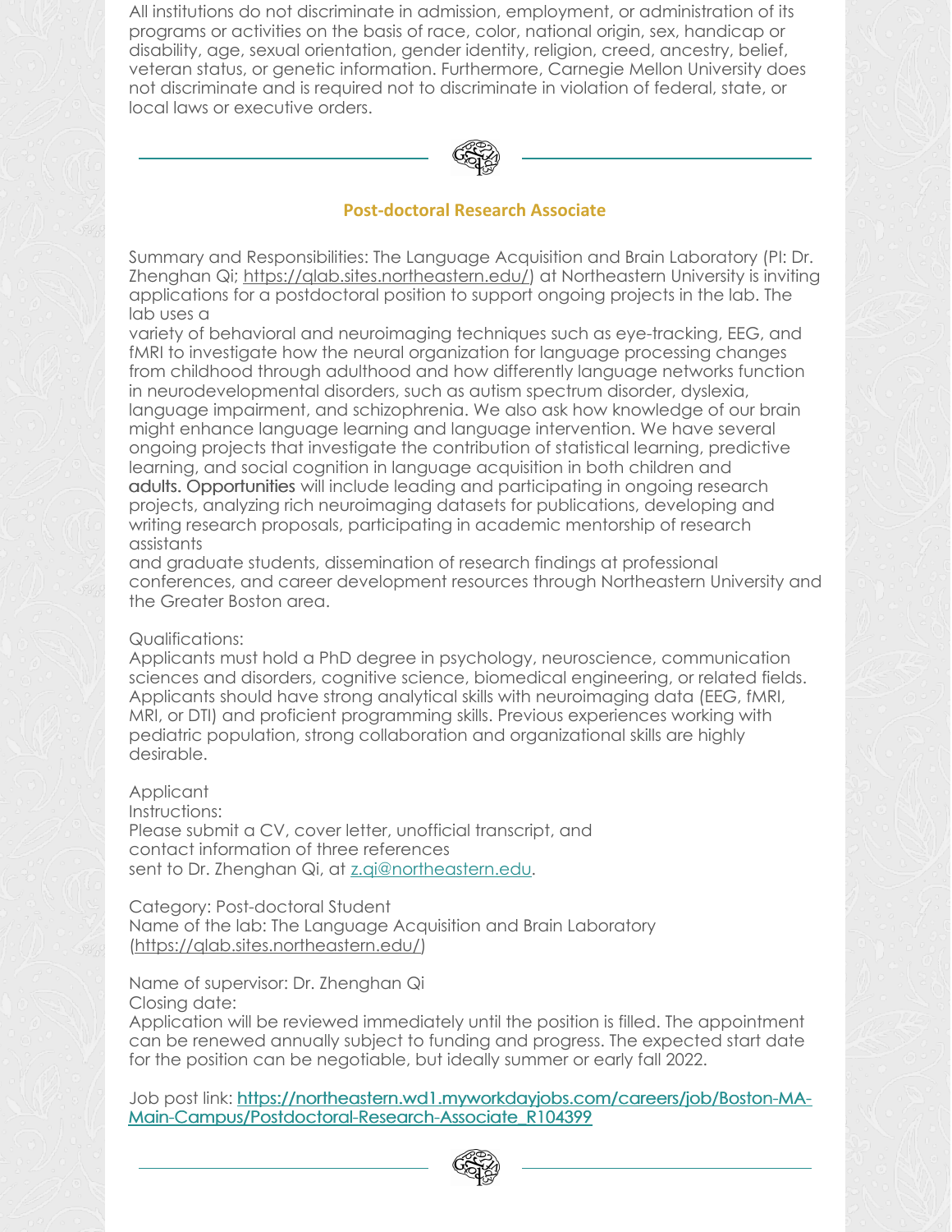All institutions do not discriminate in admission, employment, or administration of its programs or activities on the basis of race, color, national origin, sex, handicap or disability, age, sexual orientation, gender identity, religion, creed, ancestry, belief, veteran status, or genetic information. Furthermore, Carnegie Mellon University does not discriminate and is required not to discriminate in violation of federal, state, or local laws or executive orders.

---

### Post-doctoral Research Associate

Summary and Responsibilities: The Language Acquisition and Brain Laboratory (PI: Dr. Zhenghan Qi; https://qlab.sites.northeastern.edu/) at Northeastern University is inviting applications for a postdoctoral position to support ongoing projects in the lab. The lab uses a variety of behavioral and neuroimaging techniques such as eye-tracking, EEG, and fMRI to investigate how the neural organization for language processing changes from childhood through adulthood and how differently language networks function in neurodevelopmental disorders, such as autism spectrum disorder, dyslexia, language impairment, and schizophrenia. We also ask how knowledge of our brain might enhance language learning and language intervention. We have several ongoing projects that investigate the contribution of statistical learning, predictive learning, and social cognition in language acquisition in both children and adults. Opportunities will include leading and participating in ongoing research projects, analyzing rich neuroimaging datasets for publications, developing and writing research proposals, participating in academic mentorship of research assistants and graduate students, dissemination of research findings at professional conferences, and career development resources through Northeastern University and the Greater Boston area.

Qualifications:
Applicants must hold a PhD degree in psychology, neuroscience, communication sciences and disorders, cognitive science, biomedical engineering, or related fields. Applicants should have strong analytical skills with neuroimaging data (EEG, fMRI, MRI, or DTI) and proficient programming skills. Previous experiences working with pediatric population, strong collaboration and organizational skills are highly desirable.

Applicant Instructions:
Please submit a CV, cover letter, unofficial transcript, and contact information of three references sent to Dr. Zhenghan Qi, at z.qi@northeastern.edu.

Category: Post-doctoral Student
Name of the lab: The Language Acquisition and Brain Laboratory (https://qlab.sites.northeastern.edu/)

Name of supervisor: Dr. Zhenghan Qi
Closing date:
Application will be reviewed immediately until the position is filled. The appointment can be renewed annually subject to funding and progress. The expected start date for the position can be negotiable, but ideally summer or early fall 2022.

Job post link: https://northeastern.wd1.myworkdayjobs.com/careers/job/Boston-MA-Main-Campus/Postdoctoral-Research-Associate_R104399

---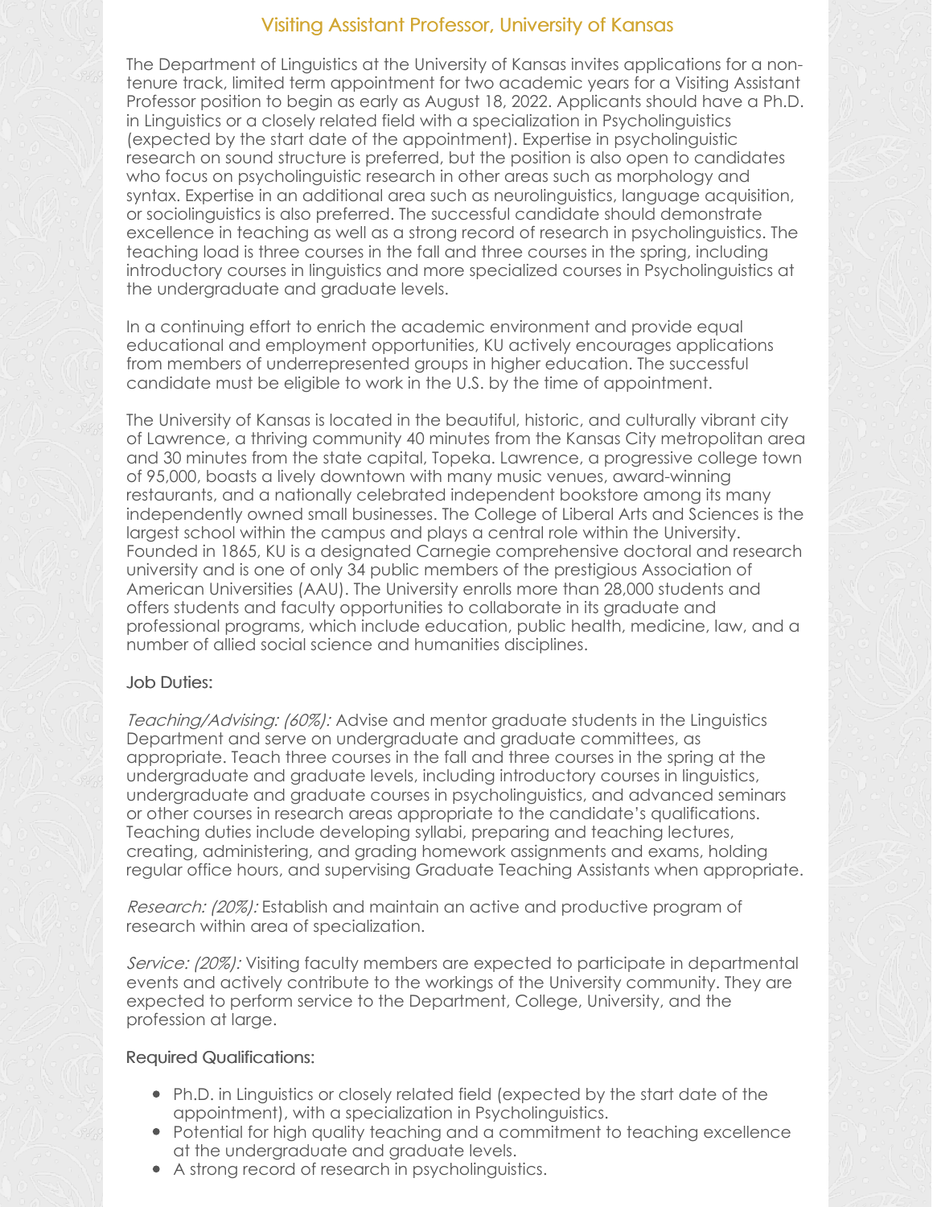## Visiting Assistant Professor, University of Kansas

The Department of Linguistics at the University of Kansas invites applications for a non-tenure track, limited term appointment for two academic years for a Visiting Assistant Professor position to begin as early as August 18, 2022. Applicants should have a Ph.D. in Linguistics or a closely related field with a specialization in Psycholinguistics (expected by the start date of the appointment). Expertise in psycholinguistic research on sound structure is preferred, but the position is also open to candidates who focus on psycholinguistic research in other areas such as morphology and syntax. Expertise in an additional area such as neurolinguistics, language acquisition, or sociolinguistics is also preferred. The successful candidate should demonstrate excellence in teaching as well as a strong record of research in psycholinguistics. The teaching load is three courses in the fall and three courses in the spring, including introductory courses in linguistics and more specialized courses in Psycholinguistics at the undergraduate and graduate levels.

In a continuing effort to enrich the academic environment and provide equal educational and employment opportunities, KU actively encourages applications from members of underrepresented groups in higher education. The successful candidate must be eligible to work in the U.S. by the time of appointment.

The University of Kansas is located in the beautiful, historic, and culturally vibrant city of Lawrence, a thriving community 40 minutes from the Kansas City metropolitan area and 30 minutes from the state capital, Topeka. Lawrence, a progressive college town of 95,000, boasts a lively downtown with many music venues, award-winning restaurants, and a nationally celebrated independent bookstore among its many independently owned small businesses. The College of Liberal Arts and Sciences is the largest school within the campus and plays a central role within the University. Founded in 1865, KU is a designated Carnegie comprehensive doctoral and research university and is one of only 34 public members of the prestigious Association of American Universities (AAU). The University enrolls more than 28,000 students and offers students and faculty opportunities to collaborate in its graduate and professional programs, which include education, public health, medicine, law, and a number of allied social science and humanities disciplines.

### Job Duties:

*Teaching/Advising: (60%):* Advise and mentor graduate students in the Linguistics Department and serve on undergraduate and graduate committees, as appropriate. Teach three courses in the fall and three courses in the spring at the undergraduate and graduate levels, including introductory courses in linguistics, undergraduate and graduate courses in psycholinguistics, and advanced seminars or other courses in research areas appropriate to the candidate's qualifications. Teaching duties include developing syllabi, preparing and teaching lectures, creating, administering, and grading homework assignments and exams, holding regular office hours, and supervising Graduate Teaching Assistants when appropriate.

*Research: (20%):* Establish and maintain an active and productive program of research within area of specialization.

*Service: (20%):* Visiting faculty members are expected to participate in departmental events and actively contribute to the workings of the University community. They are expected to perform service to the Department, College, University, and the profession at large.

### Required Qualifications:

- Ph.D. in Linguistics or closely related field (expected by the start date of the appointment), with a specialization in Psycholinguistics.
- Potential for high quality teaching and a commitment to teaching excellence at the undergraduate and graduate levels.
- A strong record of research in psycholinguistics.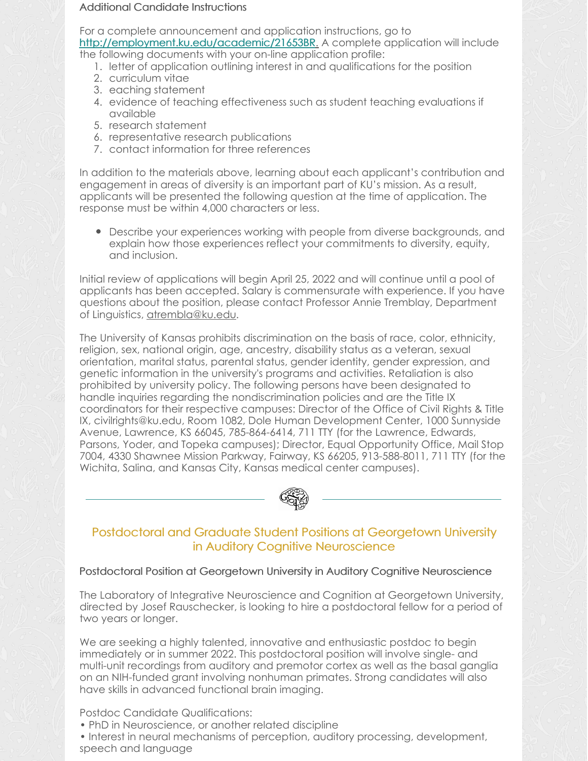### Additional Candidate Instructions

For a complete announcement and application instructions, go to [http://employment.ku.edu/academic/21653BR](http://employment.ku.edu/academic/21653BR). A complete application will include the following documents with your on-line application profile:

1. letter of application outlining interest in and qualifications for the position
2. curriculum vitae
3. eaching statement
4. evidence of teaching effectiveness such as student teaching evaluations if available
5. research statement
6. representative research publications
7. contact information for three references

In addition to the materials above, learning about each applicant's contribution and engagement in areas of diversity is an important part of KU's mission. As a result, applicants will be presented the following question at the time of application. The response must be within 4,000 characters or less.

- Describe your experiences working with people from diverse backgrounds, and explain how those experiences reflect your commitments to diversity, equity, and inclusion.

Initial review of applications will begin April 25, 2022 and will continue until a pool of applicants has been accepted. Salary is commensurate with experience. If you have questions about the position, please contact Professor Annie Tremblay, Department of Linguistics, atrembla@ku.edu.

The University of Kansas prohibits discrimination on the basis of race, color, ethnicity, religion, sex, national origin, age, ancestry, disability status as a veteran, sexual orientation, marital status, parental status, gender identity, gender expression, and genetic information in the university's programs and activities. Retaliation is also prohibited by university policy. The following persons have been designated to handle inquiries regarding the nondiscrimination policies and are the Title IX coordinators for their respective campuses: Director of the Office of Civil Rights & Title IX, civilrights@ku.edu, Room 1082, Dole Human Development Center, 1000 Sunnyside Avenue, Lawrence, KS 66045, 785-864-6414, 711 TTY (for the Lawrence, Edwards, Parsons, Yoder, and Topeka campuses); Director, Equal Opportunity Office, Mail Stop 7004, 4330 Shawnee Mission Parkway, Fairway, KS 66205, 913-588-8011, 711 TTY (for the Wichita, Salina, and Kansas City, Kansas medical center campuses).

---

## Postdoctoral and Graduate Student Positions at Georgetown University in Auditory Cognitive Neuroscience

### Postdoctoral Position at Georgetown University in Auditory Cognitive Neuroscience

The Laboratory of Integrative Neuroscience and Cognition at Georgetown University, directed by Josef Rauschecker, is looking to hire a postdoctoral fellow for a period of two years or longer.

We are seeking a highly talented, innovative and enthusiastic postdoc to begin immediately or in summer 2022. This postdoctoral position will involve single- and multi-unit recordings from auditory and premotor cortex as well as the basal ganglia on an NIH-funded grant involving nonhuman primates. Strong candidates will also have skills in advanced functional brain imaging.

Postdoc Candidate Qualifications:

- PhD in Neuroscience, or another related discipline
- Interest in neural mechanisms of perception, auditory processing, development, speech and language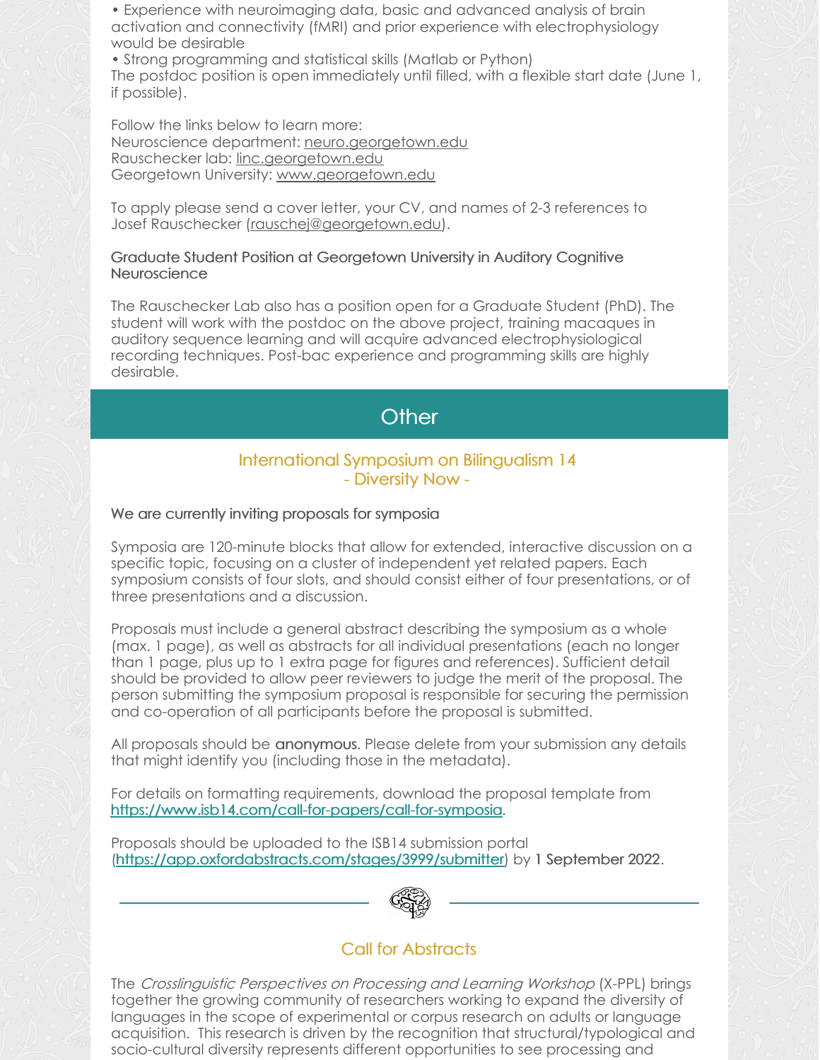• Experience with neuroimaging data, basic and advanced analysis of brain activation and connectivity (fMRI) and prior experience with electrophysiology would be desirable

• Strong programming and statistical skills (Matlab or Python)

The postdoc position is open immediately until filled, with a flexible start date (June 1, if possible).

Follow the links below to learn more:
Neuroscience department: neuro.georgetown.edu
Rauschecker lab: linc.georgetown.edu
Georgetown University: www.georgetown.edu

To apply please send a cover letter, your CV, and names of 2-3 references to Josef Rauschecker (rauschej@georgetown.edu).

### Graduate Student Position at Georgetown University in Auditory Cognitive Neuroscience

The Rauschecker Lab also has a position open for a Graduate Student (PhD). The student will work with the postdoc on the above project, training macaques in auditory sequence learning and will acquire advanced electrophysiological recording techniques. Post-bac experience and programming skills are highly desirable.

## Other

### International Symposium on Bilingualism 14 - Diversity Now -

#### We are currently inviting proposals for symposia

Symposia are 120-minute blocks that allow for extended, interactive discussion on a specific topic, focusing on a cluster of independent yet related papers. Each symposium consists of four slots, and should consist either of four presentations, or of three presentations and a discussion.

Proposals must include a general abstract describing the symposium as a whole (max. 1 page), as well as abstracts for all individual presentations (each no longer than 1 page, plus up to 1 extra page for figures and references). Sufficient detail should be provided to allow peer reviewers to judge the merit of the proposal. The person submitting the symposium proposal is responsible for securing the permission and co-operation of all participants before the proposal is submitted.

All proposals should be **anonymous**. Please delete from your submission any details that might identify you (including those in the metadata).

For details on formatting requirements, download the proposal template from https://www.isb14.com/call-for-papers/call-for-symposia.

Proposals should be uploaded to the ISB14 submission portal (https://app.oxfordabstracts.com/stages/3999/submitter) by **1 September 2022**.

### Call for Abstracts

The *Crosslinguistic Perspectives on Processing and Learning Workshop* (X-PPL) brings together the growing community of researchers working to expand the diversity of languages in the scope of experimental or corpus research on adults or language acquisition. This research is driven by the recognition that structural/typological and socio-cultural diversity represents different opportunities to see processing and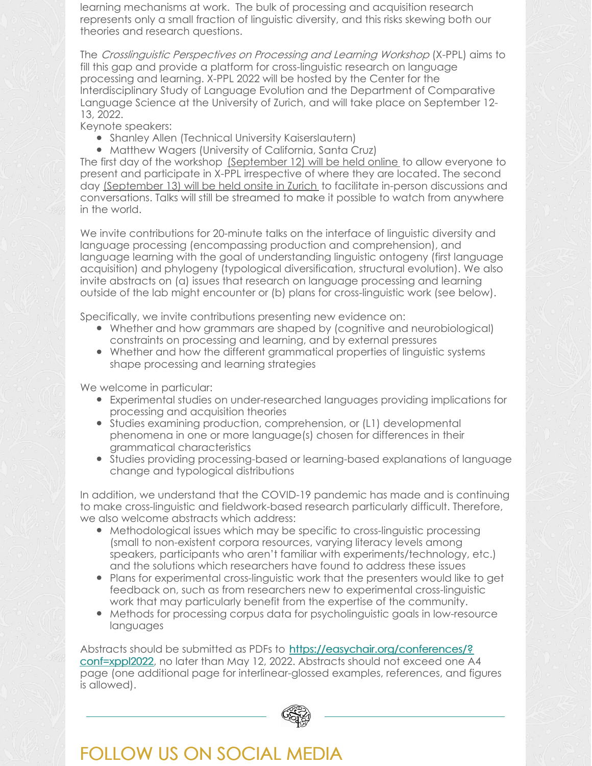learning mechanisms at work. The bulk of processing and acquisition research represents only a small fraction of linguistic diversity, and this risks skewing both our theories and research questions.

The *Crosslinguistic Perspectives on Processing and Learning Workshop* (X-PPL) aims to fill this gap and provide a platform for cross-linguistic research on language processing and learning. X-PPL 2022 will be hosted by the Center for the Interdisciplinary Study of Language Evolution and the Department of Comparative Language Science at the University of Zurich, and will take place on September 12-13, 2022.

Keynote speakers:

- Shanley Allen (Technical University Kaiserslautern)
- Matthew Wagers (University of California, Santa Cruz)

The first day of the workshop (September 12) will be held online to allow everyone to present and participate in X-PPL irrespective of where they are located. The second day (September 13) will be held onsite in Zurich to facilitate in-person discussions and conversations. Talks will still be streamed to make it possible to watch from anywhere in the world.

We invite contributions for 20-minute talks on the interface of linguistic diversity and language processing (encompassing production and comprehension), and language learning with the goal of understanding linguistic ontogeny (first language acquisition) and phylogeny (typological diversification, structural evolution). We also invite abstracts on (a) issues that research on language processing and learning outside of the lab might encounter or (b) plans for cross-linguistic work (see below).

Specifically, we invite contributions presenting new evidence on:

- Whether and how grammars are shaped by (cognitive and neurobiological) constraints on processing and learning, and by external pressures
- Whether and how the different grammatical properties of linguistic systems shape processing and learning strategies

We welcome in particular:

- Experimental studies on under-researched languages providing implications for processing and acquisition theories
- Studies examining production, comprehension, or (L1) developmental phenomena in one or more language(s) chosen for differences in their grammatical characteristics
- Studies providing processing-based or learning-based explanations of language change and typological distributions

In addition, we understand that the COVID-19 pandemic has made and is continuing to make cross-linguistic and fieldwork-based research particularly difficult. Therefore, we also welcome abstracts which address:

- Methodological issues which may be specific to cross-linguistic processing (small to non-existent corpora resources, varying literacy levels among speakers, participants who aren't familiar with experiments/technology, etc.) and the solutions which researchers have found to address these issues
- Plans for experimental cross-linguistic work that the presenters would like to get feedback on, such as from researchers new to experimental cross-linguistic work that may particularly benefit from the expertise of the community.
- Methods for processing corpus data for psycholinguistic goals in low-resource languages

Abstracts should be submitted as PDFs to **https://easychair.org/conferences/?conf=xppl2022**, no later than May 12, 2022. Abstracts should not exceed one A4 page (one additional page for interlinear-glossed examples, references, and figures is allowed).

## FOLLOW US ON SOCIAL MEDIA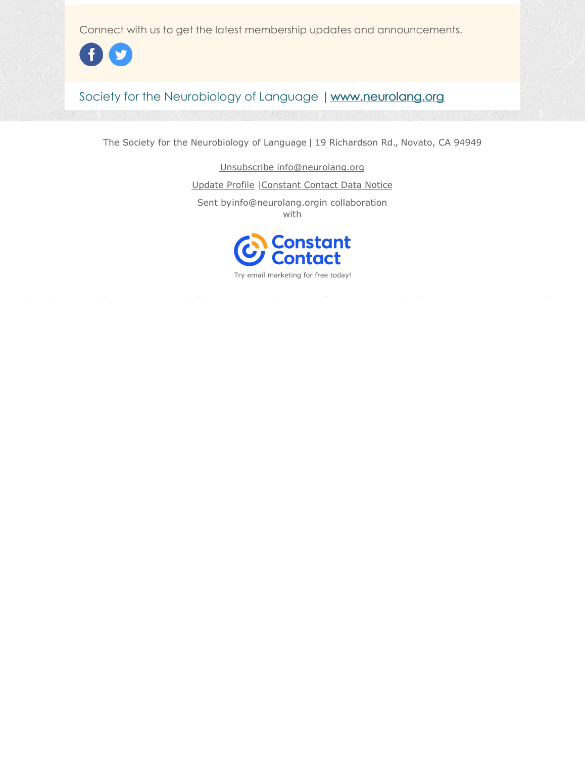Connect with us to get the latest membership updates and announcements.

Society for the Neurobiology of Language | www.neurolang.org

The Society for the Neurobiology of Language | 19 Richardson Rd., Novato, CA 94949

Unsubscribe info@neurolang.org

Update Profile | Constant Contact Data Notice

Sent by info@neurolang.org in collaboration with

Constant Contact

Try email marketing for free today!